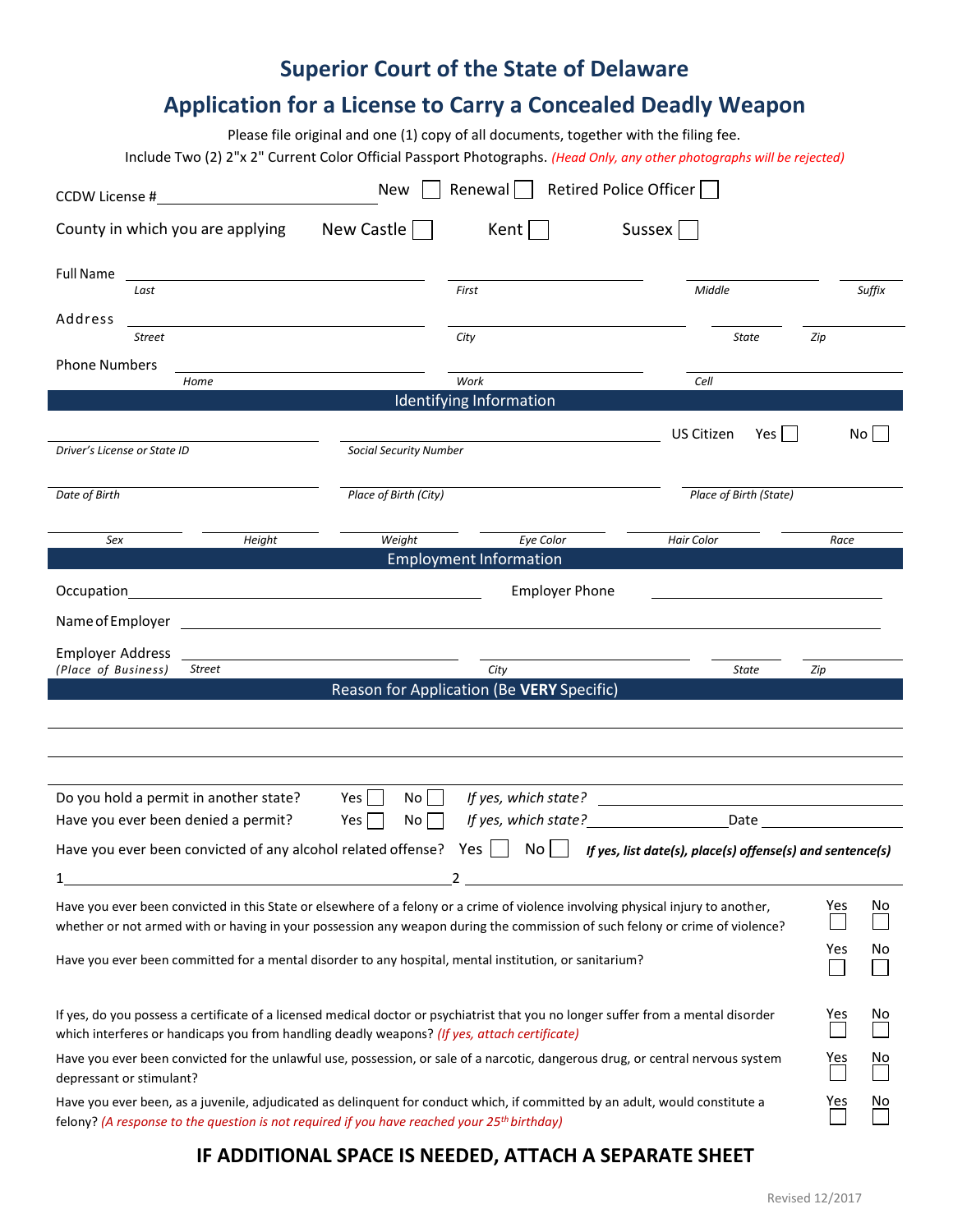# Superior Court of the State of Delaware

## Application for a License to Carry a Concealed Deadly Weapon

Please file original and one (1) copy of all documents, together with the filing fee.

Include Two (2) 2"x 2" Current Color Official Passport Photographs. *(Head Only, any other photographs will be rejected)*

CCDW License # ____________________ New ☐ Renewal ☐ Retired Police Officer ☐

County in which you are applying New Castle ☐ Kent ☐ Sussex ☐

Full Name ____________________ ____________________ ____________________ ________
*Last* *First* *Middle* *Suffix*

Address ____________________ ____________________ ________ ________
*Street* *City* *State* *Zip*

Phone Numbers ____________________ ____________________ ____________________
*Home* *Work* *Cell*

## Identifying Information

____________________ ____________________ US Citizen Yes ☐ No ☐
*Driver's License or State ID* *Social Security Number*

____________________ ____________________ ____________________
*Date of Birth* *Place of Birth (City)* *Place of Birth (State)*

________ ________ ________ ________ ________ ________
*Sex* *Height* *Weight* *Eye Color* *Hair Color* *Race*

## Employment Information

Occupation ____________________ Employer Phone ____________________

Name of Employer ________________________________________

Employer Address ____________________ ____________________ ________ ________
*(Place of Business)* *Street* *City* *State* *Zip*

## Reason for Application (Be **VERY** Specific)

________________________________________

________________________________________

________________________________________

Do you hold a permit in another state? Yes ☐ No ☐ *If yes, which state?* ____________________

Have you ever been denied a permit? Yes ☐ No ☐ *If yes, which state?* ____________________ Date ____________

Have you ever been convicted of any alcohol related offense? Yes ☐ No ☐ ***If yes, list date(s), place(s) offense(s) and sentence(s)***

1 ____________________ 2 ____________________

| Question | Yes | No |
|---|---|---|
| Have you ever been convicted in this State or elsewhere of a felony or a crime of violence involving physical injury to another, whether or not armed with or having in your possession any weapon during the commission of such felony or crime of violence? | ☐ | ☐ |
| Have you ever been committed for a mental disorder to any hospital, mental institution, or sanitarium? | ☐ | ☐ |
| If yes, do you possess a certificate of a licensed medical doctor or psychiatrist that you no longer suffer from a mental disorder which interferes or handicaps you from handling deadly weapons? *(If yes, attach certificate)* | ☐ | ☐ |
| Have you ever been convicted for the unlawful use, possession, or sale of a narcotic, dangerous drug, or central nervous system depressant or stimulant? | ☐ | ☐ |
| Have you ever been, as a juvenile, adjudicated as delinquent for conduct which, if committed by an adult, would constitute a felony? *(A response to the question is not required if you have reached your 25th birthday)* | ☐ | ☐ |

**IF ADDITIONAL SPACE IS NEEDED, ATTACH A SEPARATE SHEET**

Revised 12/2017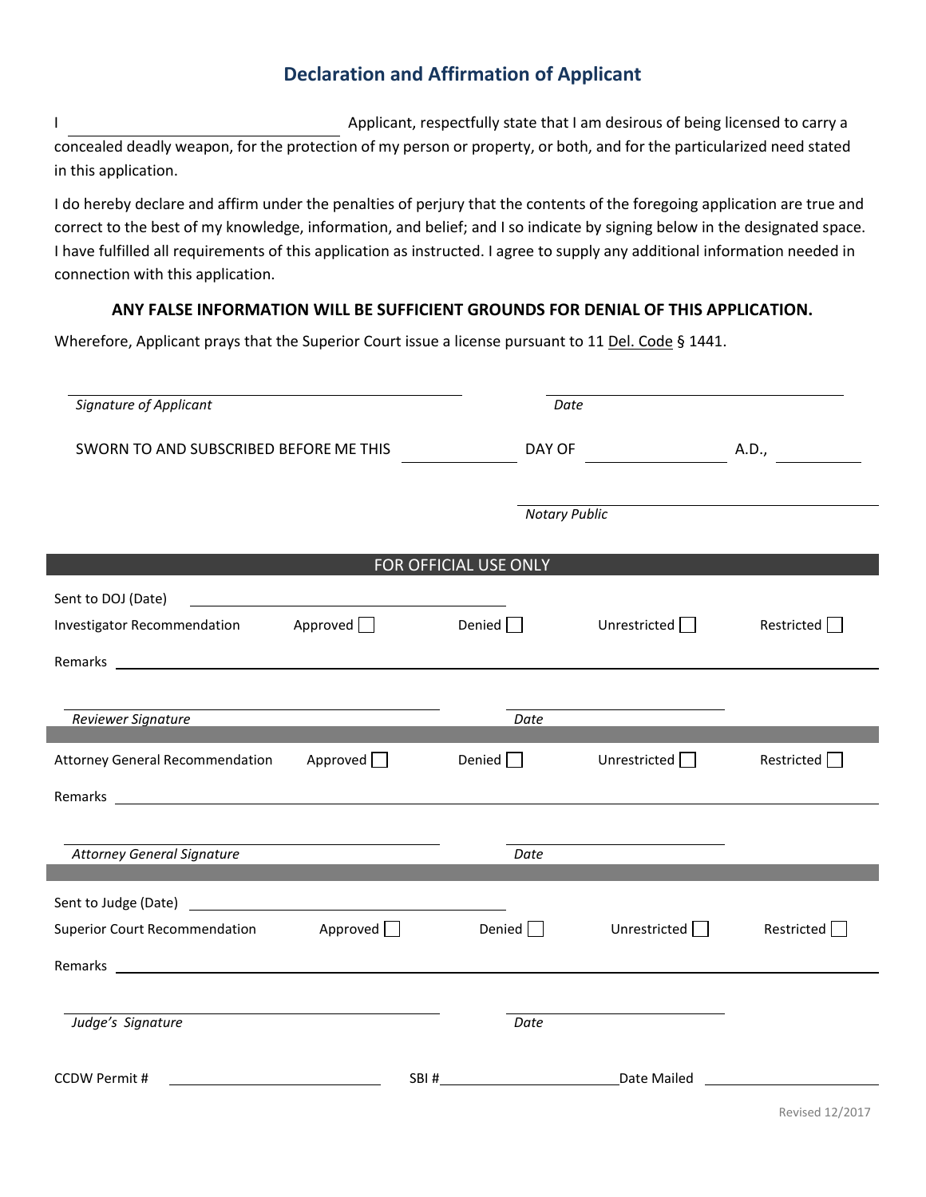## Declaration and Affirmation of Applicant

I ______________________________ Applicant, respectfully state that I am desirous of being licensed to carry a concealed deadly weapon, for the protection of my person or property, or both, and for the particularized need stated in this application.

I do hereby declare and affirm under the penalties of perjury that the contents of the foregoing application are true and correct to the best of my knowledge, information, and belief; and I so indicate by signing below in the designated space. I have fulfilled all requirements of this application as instructed. I agree to supply any additional information needed in connection with this application.

**ANY FALSE INFORMATION WILL BE SUFFICIENT GROUNDS FOR DENIAL OF THIS APPLICATION.**

Wherefore, Applicant prays that the Superior Court issue a license pursuant to 11 Del. Code § 1441.

______________________________ ______________________________
*Signature of Applicant* *Date*

SWORN TO AND SUBSCRIBED BEFORE ME THIS ____________ DAY OF ______________ A.D., __________

______________________________
*Notary Public*

### FOR OFFICIAL USE ONLY

Sent to DOJ (Date) ______________________________

Investigator Recommendation Approved ☐ Denied ☐ Unrestricted ☐ Restricted ☐

Remarks ____________________________________________________________

______________________________ ______________________________
*Reviewer Signature* *Date*

Attorney General Recommendation Approved ☐ Denied ☐ Unrestricted ☐ Restricted ☐

Remarks ____________________________________________________________

______________________________ ______________________________
*Attorney General Signature* *Date*

Sent to Judge (Date) ______________________________

Superior Court Recommendation Approved ☐ Denied ☐ Unrestricted ☐ Restricted ☐

Remarks ____________________________________________________________

______________________________ ______________________________
*Judge's Signature* *Date*

CCDW Permit # ____________________ SBI # ____________________ Date Mailed ____________________

Revised 12/2017